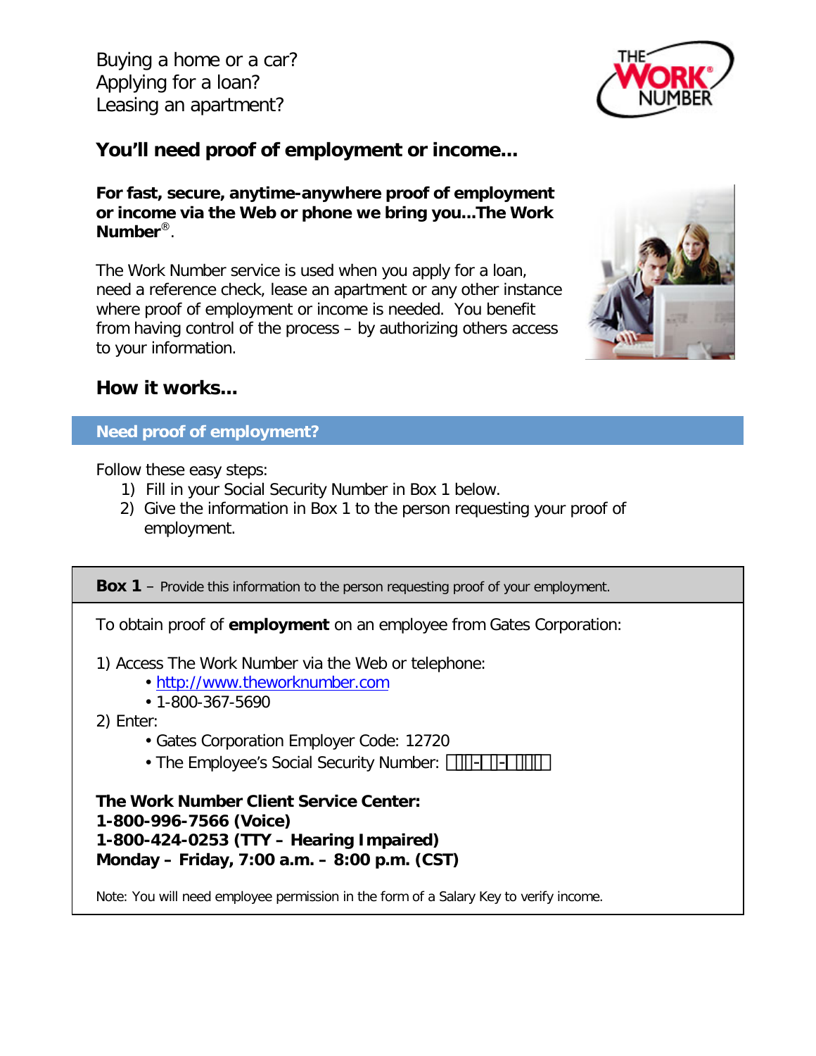Buying a home or a car?
Applying for a loan?
Leasing an apartment?

## You'll need proof of employment or income…

**For fast, secure, anytime-anywhere proof of employment or income via the Web or phone we bring you…The Work Number®.**

The Work Number service is used when you apply for a loan, need a reference check, lease an apartment or any other instance where proof of employment or income is needed. You benefit from having control of the process – by authorizing others access to your information.

## How it works…

### Need proof of employment?

Follow these easy steps:

1) Fill in your Social Security Number in Box 1 below.
2) Give the information in Box 1 to the person requesting your proof of employment.

---

**Box 1** – Provide this information to the person requesting proof of your employment.

To obtain proof of **employment** on an employee from Gates Corporation:

1) Access The Work Number via the Web or telephone:
   - http://www.theworknumber.com
   - 1-800-367-5690
2) Enter:
   - Gates Corporation Employer Code: 12720
   - The Employee's Social Security Number: ☐☐☐-☐☐-☐☐☐☐

**The Work Number Client Service Center:**
**1-800-996-7566 (Voice)**
**1-800-424-0253 (TTY – Hearing Impaired)**
**Monday – Friday, 7:00 a.m. – 8:00 p.m. (CST)**

Note: You will need employee permission in the form of a Salary Key to verify income.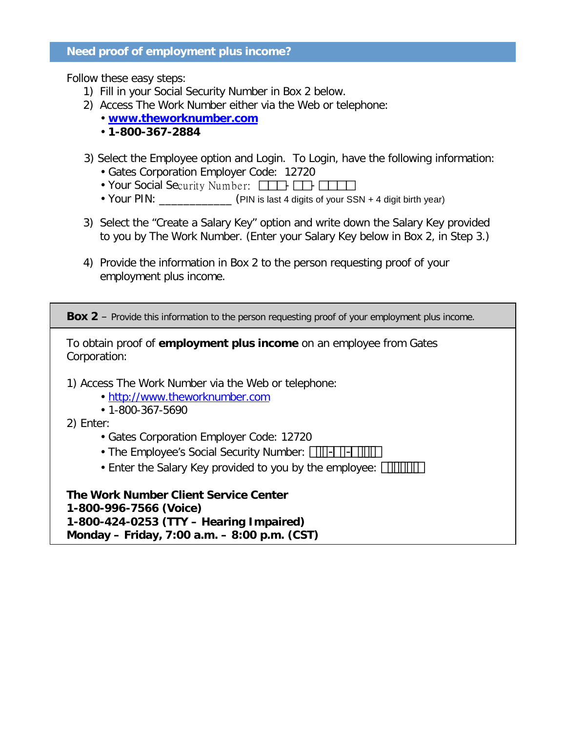## Need proof of employment plus income?

Follow these easy steps:

1) Fill in your Social Security Number in Box 2 below.
2) Access The Work Number either via the Web or telephone:
   - **[www.theworknumber.com](http://www.theworknumber.com)**
   - **1-800-367-2884**

3) Select the Employee option and Login. To Login, have the following information:
   - Gates Corporation Employer Code: 12720
   - Your Social Security Number: ☐☐☐-☐☐-☐☐☐☐
   - Your PIN: ____________ (PIN is last 4 digits of your SSN + 4 digit birth year)

3) Select the "Create a Salary Key" option and write down the Salary Key provided to you by The Work Number. (Enter your Salary Key below in Box 2, in Step 3.)

4) Provide the information in Box 2 to the person requesting proof of your employment plus income.

---

**Box 2** – Provide this information to the person requesting proof of your employment plus income.

To obtain proof of **employment plus income** on an employee from Gates Corporation:

1) Access The Work Number via the Web or telephone:
   - [http://www.theworknumber.com](http://www.theworknumber.com)
   - 1-800-367-5690

2) Enter:
   - Gates Corporation Employer Code: 12720
   - The Employee's Social Security Number: ☐☐☐-☐☐-☐☐☐☐
   - Enter the Salary Key provided to you by the employee: ☐☐☐☐☐☐

**The Work Number Client Service Center**
**1-800-996-7566 (Voice)**
**1-800-424-0253 (TTY – Hearing Impaired)**
**Monday – Friday, 7:00 a.m. – 8:00 p.m. (CST)**